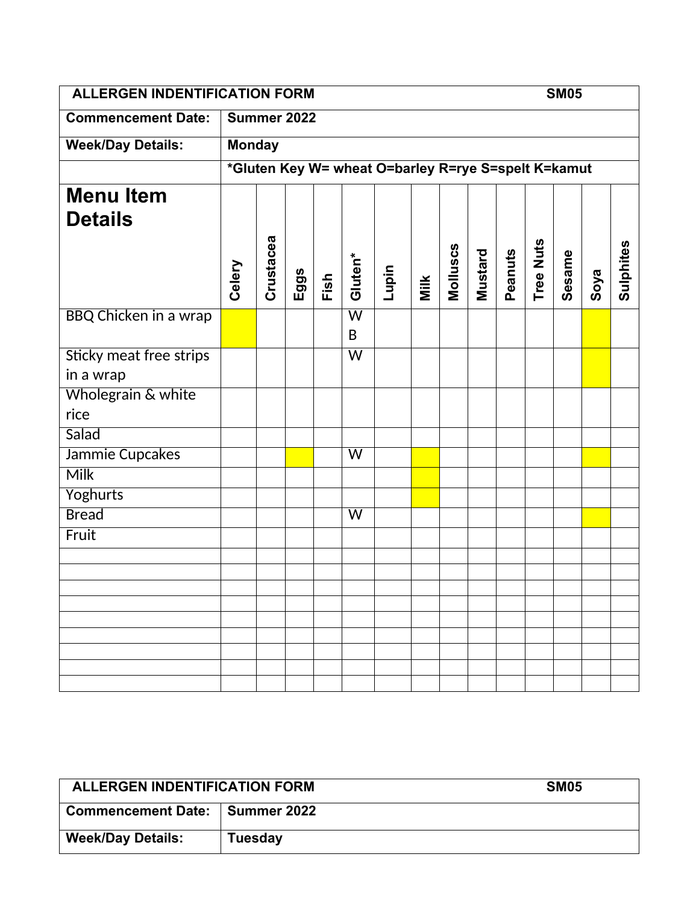| ALLERGEN INDENTIFICATION FORM | | SM05 |
|---|---|---|
| **Commencement Date:** | **Summer 2022** | |
| **Week/Day Details:** | **Monday** | |
| | ***Gluten Key W= wheat O=barley R=rye S=spelt K=kamut** | |

| Menu Item Details | Celery | Crustacea | Eggs | Fish | Gluten* | Lupin | Milk | Molluscs | Mustard | Peanuts | Tree Nuts | Sesame | Soya | Sulphites |
|---|---|---|---|---|---|---|---|---|---|---|---|---|---|---|
| BBQ Chicken in a wrap | X | | | | W B | | | | | | | | X | |
| Sticky meat free strips in a wrap | | | | | W | | | | | | | | X | |
| Wholegrain & white rice | | | | | | | | | | | | | | |
| Salad | | | | | | | | | | | | | | |
| Jammie Cupcakes | | | X | | W | | X | | | | | | X | |
| Milk | | | | | | | X | | | | | | | |
| Yoghurts | | | | | | | X | | | | | | | |
| Bread | | | | | W | | | | | | | | X | |
| Fruit | | | | | | | | | | | | | | |
| | | | | | | | | | | | | | | |
| | | | | | | | | | | | | | | |
| | | | | | | | | | | | | | | |
| | | | | | | | | | | | | | | |
| | | | | | | | | | | | | | | |
| | | | | | | | | | | | | | | |
| | | | | | | | | | | | | | | |
| | | | | | | | | | | | | | | |
| | | | | | | | | | | | | | | |

| ALLERGEN INDENTIFICATION FORM | | SM05 |
|---|---|---|
| **Commencement Date:** | **Summer 2022** | |
| **Week/Day Details:** | **Tuesday** | |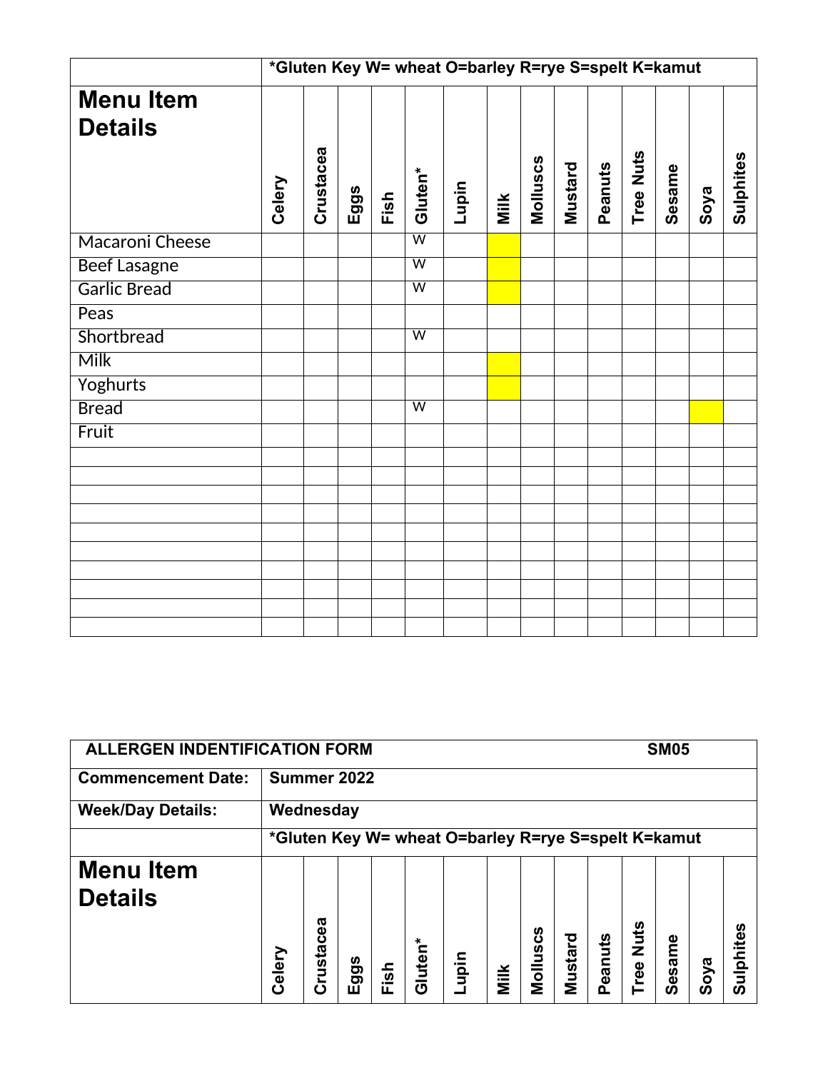| | *Gluten Key W= wheat O=barley R=rye S=spelt K=kamut | | | | | | | | | | | | | |
|---|---|---|---|---|---|---|---|---|---|---|---|---|---|---|
| **Menu Item Details** | **Celery** | **Crustacea** | **Eggs** | **Fish** | **Gluten*** | **Lupin** | **Milk** | **Molluscs** | **Mustard** | **Peanuts** | **Tree Nuts** | **Sesame** | **Soya** | **Sulphites** |
| Macaroni Cheese | | | | | W | | ■ | | | | | | | |
| Beef Lasagne | | | | | W | | ■ | | | | | | | |
| Garlic Bread | | | | | W | | ■ | | | | | | | |
| Peas | | | | | | | | | | | | | | |
| Shortbread | | | | | W | | | | | | | | | |
| Milk | | | | | | | ■ | | | | | | | |
| Yoghurts | | | | | | | ■ | | | | | | | |
| Bread | | | | | W | | | | | | | | ■ | |
| Fruit | | | | | | | | | | | | | | |
| | | | | | | | | | | | | | | |
| | | | | | | | | | | | | | | |
| | | | | | | | | | | | | | | |
| | | | | | | | | | | | | | | |
| | | | | | | | | | | | | | | |
| | | | | | | | | | | | | | | |
| | | | | | | | | | | | | | | |
| | | | | | | | | | | | | | | |
| | | | | | | | | | | | | | | |
| | | | | | | | | | | | | | | |

| **ALLERGEN INDENTIFICATION FORM** | | | | | | | | | | | | **SM05** | | |
|---|---|---|---|---|---|---|---|---|---|---|---|---|---|---|
| **Commencement Date:** | **Summer 2022** | | | | | | | | | | | | | |
| **Week/Day Details:** | **Wednesday** | | | | | | | | | | | | | |
| | *Gluten Key W= wheat O=barley R=rye S=spelt K=kamut | | | | | | | | | | | | | |
| **Menu Item Details** | **Celery** | **Crustacea** | **Eggs** | **Fish** | **Gluten*** | **Lupin** | **Milk** | **Molluscs** | **Mustard** | **Peanuts** | **Tree Nuts** | **Sesame** | **Soya** | **Sulphites** |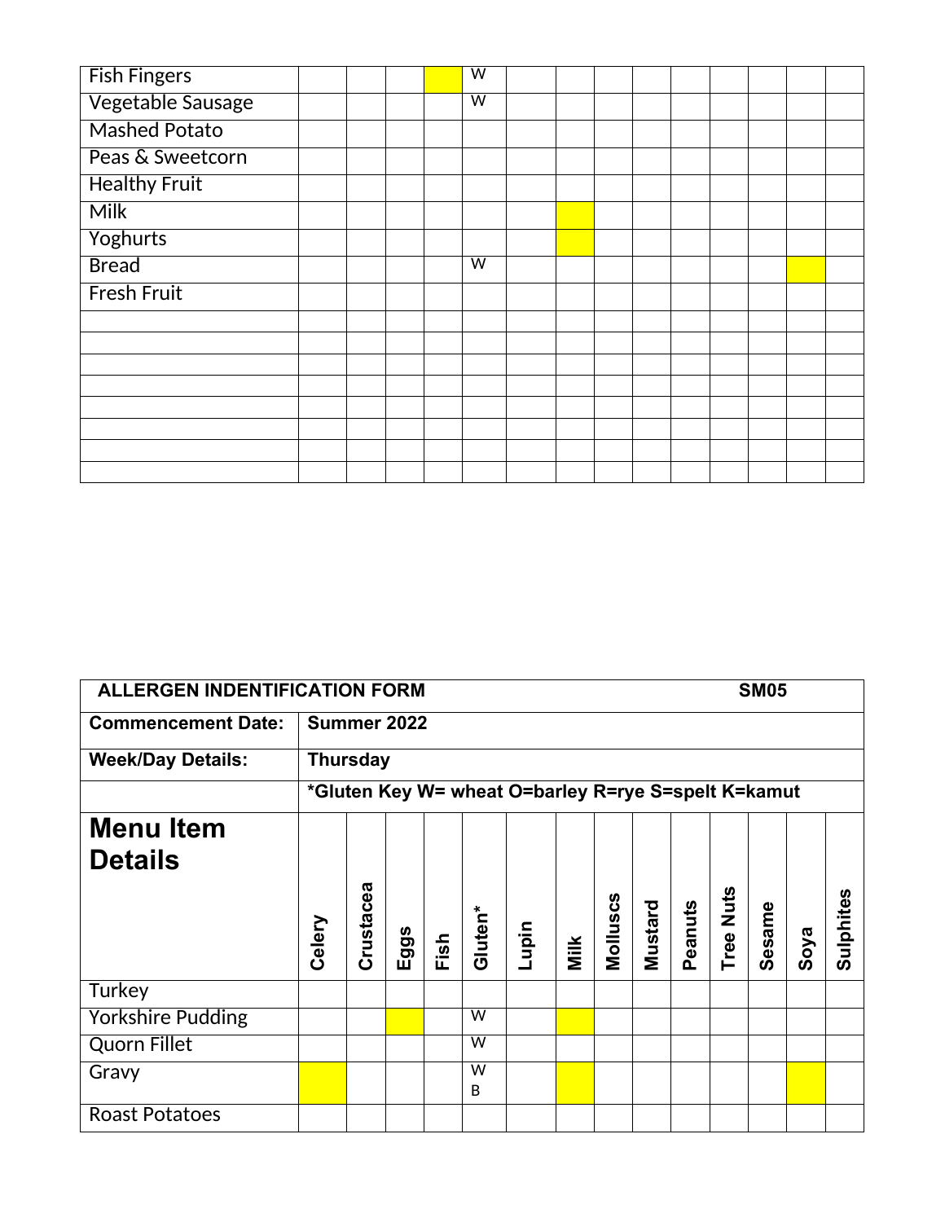| | | | | | | | | | | | | | |
|---|---|---|---|---|---|---|---|---|---|---|---|---|---|
| Fish Fingers | | | | X | W | | | | | | | | | |
| Vegetable Sausage | | | | | W | | | | | | | | | |
| Mashed Potato | | | | | | | | | | | | | | |
| Peas & Sweetcorn | | | | | | | | | | | | | | |
| Healthy Fruit | | | | | | | | | | | | | | |
| Milk | | | | | | | X | | | | | | | |
| Yoghurts | | | | | | | X | | | | | | | |
| Bread | | | | | W | | | | | | | | X | |
| Fresh Fruit | | | | | | | | | | | | | | |
| | | | | | | | | | | | | | | |
| | | | | | | | | | | | | | | |
| | | | | | | | | | | | | | | |
| | | | | | | | | | | | | | | |
| | | | | | | | | | | | | | | |
| | | | | | | | | | | | | | | |
| | | | | | | | | | | | | | | |
| | | | | | | | | | | | | | | |

| ALLERGEN INDENTIFICATION FORM | | | | | | | | | | | SM05 | | | |
|---|---|---|---|---|---|---|---|---|---|---|---|---|---|---|
| **Commencement Date:** | **Summer 2022** | | | | | | | | | | | | | |
| **Week/Day Details:** | **Thursday** | | | | | | | | | | | | | |
| | ***Gluten Key W= wheat O=barley R=rye S=spelt K=kamut** | | | | | | | | | | | | | |
| **Menu Item Details** | **Celery** | **Crustacea** | **Eggs** | **Fish** | **Gluten*** | **Lupin** | **Milk** | **Molluscs** | **Mustard** | **Peanuts** | **Tree Nuts** | **Sesame** | **Soya** | **Sulphites** |
| Turkey | | | | | | | | | | | | | | |
| Yorkshire Pudding | | | X | | W | | X | | | | | | | |
| Quorn Fillet | | | | | W | | | | | | | | | |
| Gravy | X | | | | W B | | X | | | | | | X | |
| Roast Potatoes | | | | | | | | | | | | | | |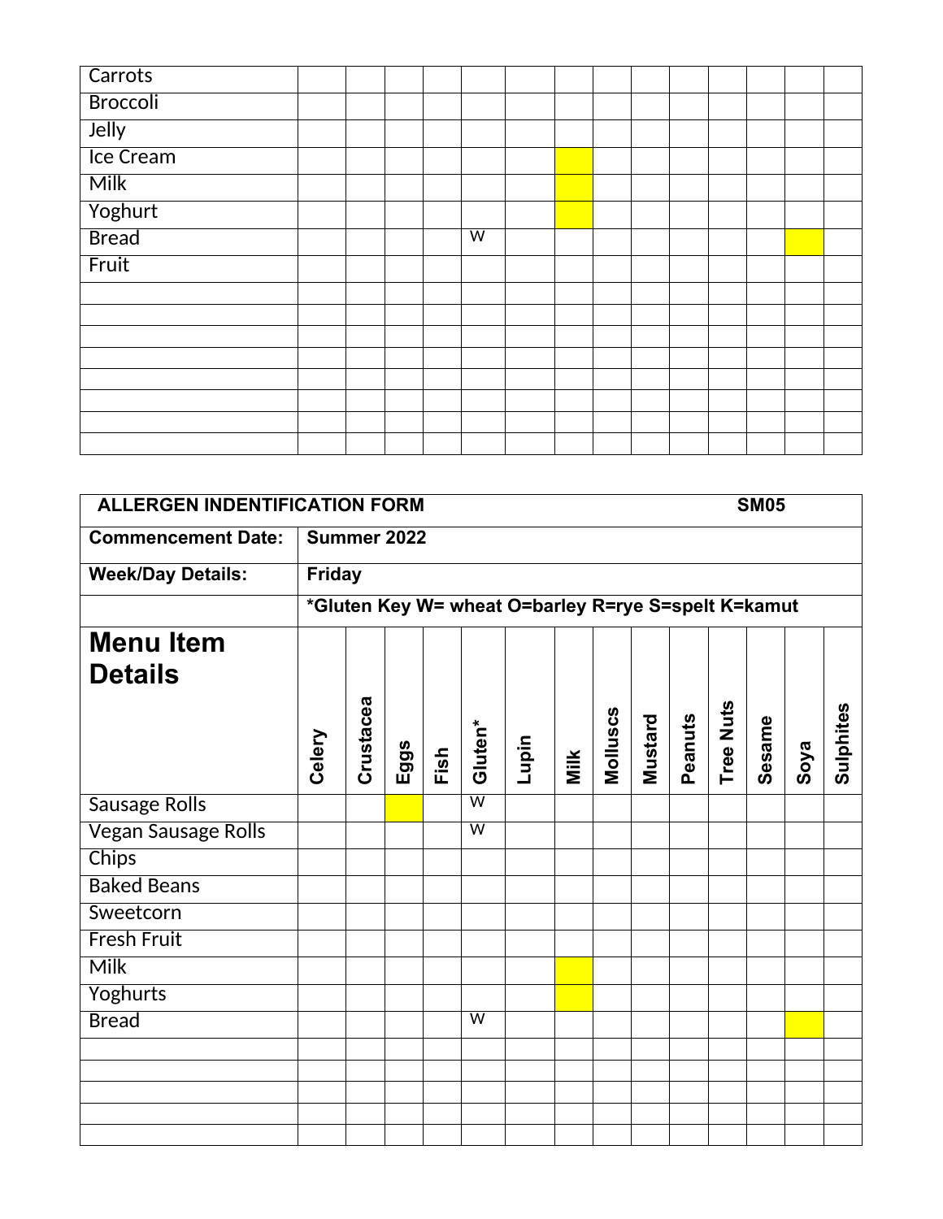| | Celery | Crustacea | Eggs | Fish | Gluten* | Lupin | Milk | Molluscs | Mustard | Peanuts | Tree Nuts | Sesame | Soya | Sulphites |
|---|---|---|---|---|---|---|---|---|---|---|---|---|---|---|
| Carrots | | | | | | | | | | | | | | |
| Broccoli | | | | | | | | | | | | | | |
| Jelly | | | | | | | | | | | | | | |
| Ice Cream | | | | | | | ✓ | | | | | | | |
| Milk | | | | | | | ✓ | | | | | | | |
| Yoghurt | | | | | | | ✓ | | | | | | | |
| Bread | | | | | W | | | | | | | | ✓ | |
| Fruit | | | | | | | | | | | | | | |
| | | | | | | | | | | | | | | |
| | | | | | | | | | | | | | | |
| | | | | | | | | | | | | | | |
| | | | | | | | | | | | | | | |
| | | | | | | | | | | | | | | |
| | | | | | | | | | | | | | | |
| | | | | | | | | | | | | | | |
| | | | | | | | | | | | | | | |

**ALLERGEN INDENTIFICATION FORM** **SM05**

**Commencement Date:** **Summer 2022**

**Week/Day Details:** **Friday**

**\*Gluten Key W= wheat O=barley R=rye S=spelt K=kamut**

| **Menu Item Details** | **Celery** | **Crustacea** | **Eggs** | **Fish** | **Gluten*** | **Lupin** | **Milk** | **Molluscs** | **Mustard** | **Peanuts** | **Tree Nuts** | **Sesame** | **Soya** | **Sulphites** |
|---|---|---|---|---|---|---|---|---|---|---|---|---|---|---|
| Sausage Rolls | | | ✓ | | W | | | | | | | | | |
| Vegan Sausage Rolls | | | | | W | | | | | | | | | |
| Chips | | | | | | | | | | | | | | |
| Baked Beans | | | | | | | | | | | | | | |
| Sweetcorn | | | | | | | | | | | | | | |
| Fresh Fruit | | | | | | | | | | | | | | |
| Milk | | | | | | | ✓ | | | | | | | |
| Yoghurts | | | | | | | ✓ | | | | | | | |
| Bread | | | | | W | | | | | | | | ✓ | |
| | | | | | | | | | | | | | | |
| | | | | | | | | | | | | | | |
| | | | | | | | | | | | | | | |
| | | | | | | | | | | | | | | |
| | | | | | | | | | | | | | | |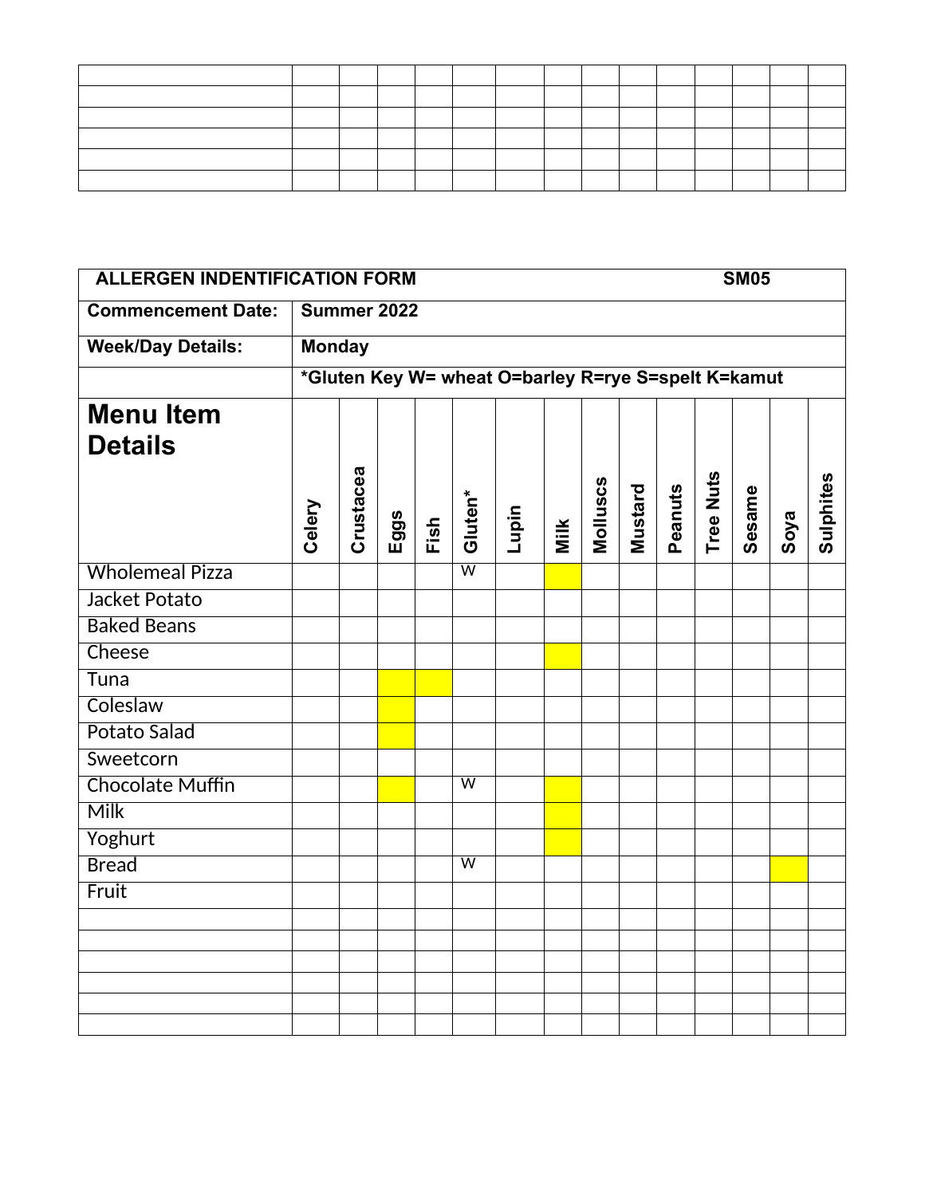| ALLERGEN INDENTIFICATION FORM | | | | | | | | | | | | | SM05 | |
|---|---|---|---|---|---|---|---|---|---|---|---|---|---|---|
| **Commencement Date:** | **Summer 2022** | | | | | | | | | | | | | |
| **Week/Day Details:** | **Monday** | | | | | | | | | | | | | |
| | **\*Gluten Key W= wheat O=barley R=rye S=spelt K=kamut** | | | | | | | | | | | | | |
| **Menu Item Details** | **Celery** | **Crustacea** | **Eggs** | **Fish** | **Gluten\*** | **Lupin** | **Milk** | **Molluscs** | **Mustard** | **Peanuts** | **Tree Nuts** | **Sesame** | **Soya** | **Sulphites** |
| Wholemeal Pizza | | | | | W | | ■ | | | | | | | |
| Jacket Potato | | | | | | | | | | | | | | |
| Baked Beans | | | | | | | | | | | | | | |
| Cheese | | | | | | | ■ | | | | | | | |
| Tuna | | | ■ | ■ | | | | | | | | | | |
| Coleslaw | | | ■ | | | | | | | | | | | |
| Potato Salad | | | ■ | | | | | | | | | | | |
| Sweetcorn | | | | | | | | | | | | | | |
| Chocolate Muffin | | | ■ | | W | | ■ | | | | | | | |
| Milk | | | | | | | ■ | | | | | | | |
| Yoghurt | | | | | | | ■ | | | | | | | |
| Bread | | | | | W | | | | | | | | ■ | |
| Fruit | | | | | | | | | | | | | | |
| | | | | | | | | | | | | | | |
| | | | | | | | | | | | | | | |
| | | | | | | | | | | | | | | |
| | | | | | | | | | | | | | | |
| | | | | | | | | | | | | | | |
| | | | | | | | | | | | | | | |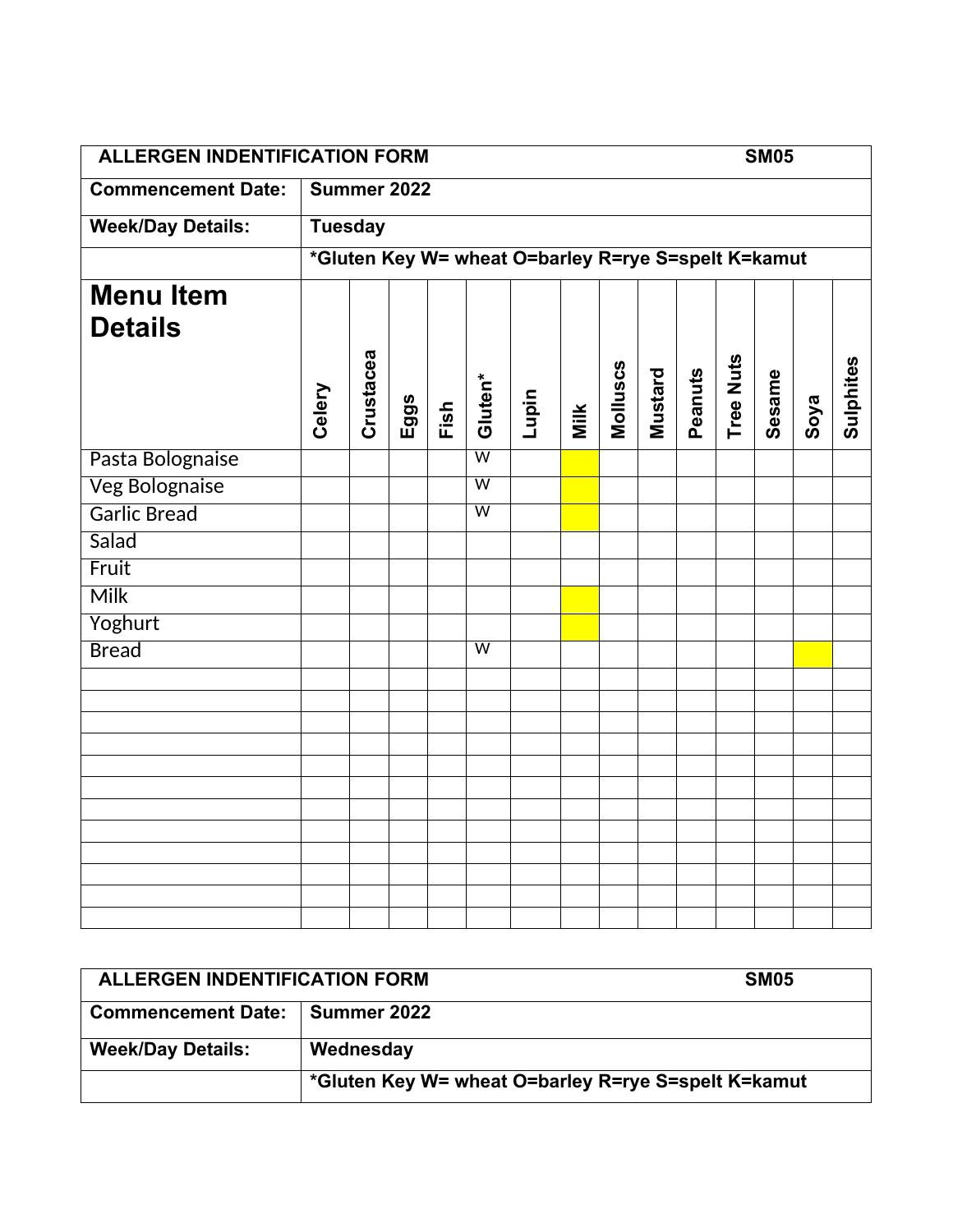| ALLERGEN INDENTIFICATION FORM | | | | | | | | | | | | | | SM05 |
|---|---|---|---|---|---|---|---|---|---|---|---|---|---|---|
| **Commencement Date:** | **Summer 2022** | | | | | | | | | | | | | |
| **Week/Day Details:** | **Tuesday** | | | | | | | | | | | | | |
| | **\*Gluten Key W= wheat O=barley R=rye S=spelt K=kamut** | | | | | | | | | | | | | |
| **Menu Item Details** | **Celery** | **Crustacea** | **Eggs** | **Fish** | **Gluten\*** | **Lupin** | **Milk** | **Molluscs** | **Mustard** | **Peanuts** | **Tree Nuts** | **Sesame** | **Soya** | **Sulphites** |
| Pasta Bolognaise | | | | | W | | | | | | | | | |
| Veg Bolognaise | | | | | W | | | | | | | | | |
| Garlic Bread | | | | | W | | | | | | | | | |
| Salad | | | | | | | | | | | | | | |
| Fruit | | | | | | | | | | | | | | |
| Milk | | | | | | | | | | | | | | |
| Yoghurt | | | | | | | | | | | | | | |
| Bread | | | | | W | | | | | | | | | |
| | | | | | | | | | | | | | | |
| | | | | | | | | | | | | | | |
| | | | | | | | | | | | | | | |
| | | | | | | | | | | | | | | |
| | | | | | | | | | | | | | | |
| | | | | | | | | | | | | | | |
| | | | | | | | | | | | | | | |
| | | | | | | | | | | | | | | |
| | | | | | | | | | | | | | | |
| | | | | | | | | | | | | | | |
| | | | | | | | | | | | | | | |
| | | | | | | | | | | | | | | |

| ALLERGEN INDENTIFICATION FORM | SM05 |
|---|---|
| **Commencement Date:** | **Summer 2022** |
| **Week/Day Details:** | **Wednesday** |
| | **\*Gluten Key W= wheat O=barley R=rye S=spelt K=kamut** |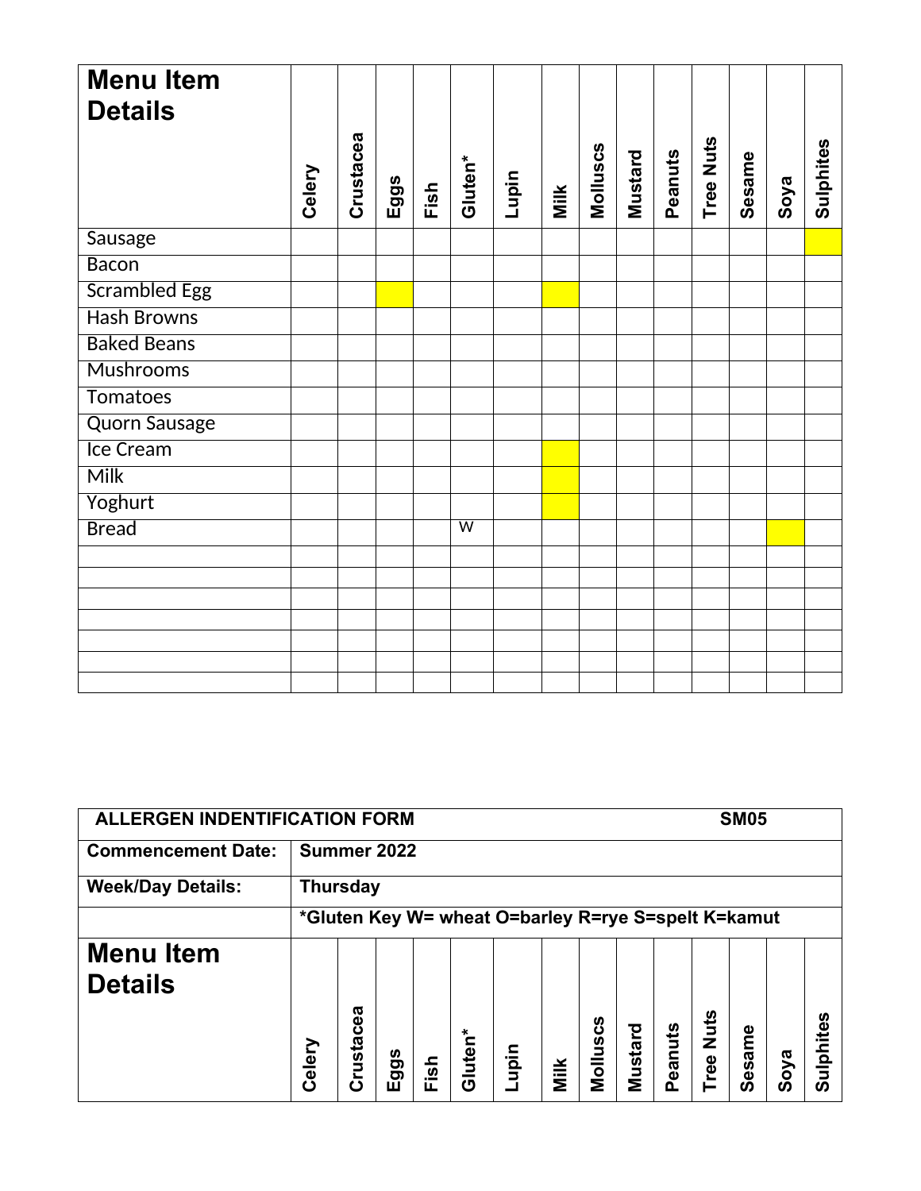| Menu Item Details | Celery | Crustacea | Eggs | Fish | Gluten* | Lupin | Milk | Molluscs | Mustard | Peanuts | Tree Nuts | Sesame | Soya | Sulphites |
|---|---|---|---|---|---|---|---|---|---|---|---|---|---|---|
| Sausage | | | | | | | | | | | | | | |
| Bacon | | | | | | | | | | | | | | |
| Scrambled Egg | | | | | | | | | | | | | | |
| Hash Browns | | | | | | | | | | | | | | |
| Baked Beans | | | | | | | | | | | | | | |
| Mushrooms | | | | | | | | | | | | | | |
| Tomatoes | | | | | | | | | | | | | | |
| Quorn Sausage | | | | | | | | | | | | | | |
| Ice Cream | | | | | | | | | | | | | | |
| Milk | | | | | | | | | | | | | | |
| Yoghurt | | | | | | | | | | | | | | |
| Bread | | | | | W | | | | | | | | | |
| | | | | | | | | | | | | | | |
| | | | | | | | | | | | | | | |
| | | | | | | | | | | | | | | |
| | | | | | | | | | | | | | | |
| | | | | | | | | | | | | | | |
| | | | | | | | | | | | | | | |
| | | | | | | | | | | | | | | |

| **ALLERGEN INDENTIFICATION FORM** | | **SM05** |
|---|---|---|
| **Commencement Date:** | **Summer 2022** | |
| **Week/Day Details:** | **Thursday** | |
| | ***Gluten Key W= wheat O=barley R=rye S=spelt K=kamut** | |

| Menu Item Details | Celery | Crustacea | Eggs | Fish | Gluten* | Lupin | Milk | Molluscs | Mustard | Peanuts | Tree Nuts | Sesame | Soya | Sulphites |
|---|---|---|---|---|---|---|---|---|---|---|---|---|---|---|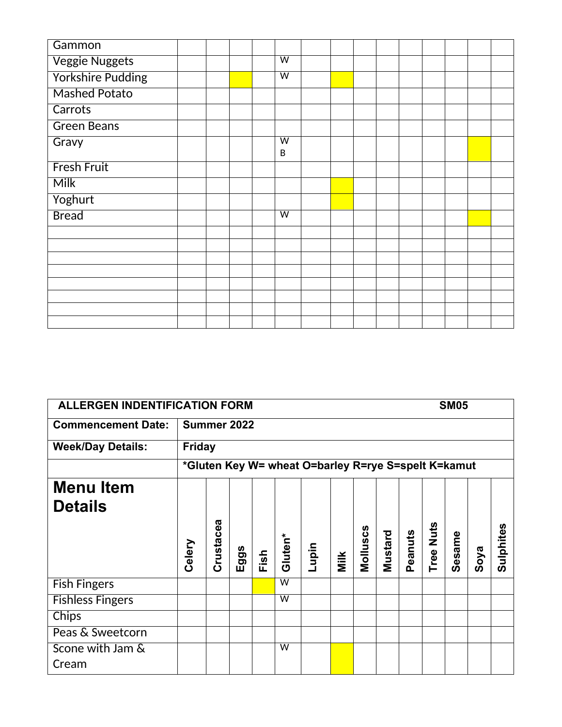| | Celery | Crustacea | Eggs | Fish | Gluten* | Lupin | Milk | Molluscs | Mustard | Peanuts | Tree Nuts | Sesame | Soya | Sulphites |
|---|---|---|---|---|---|---|---|---|---|---|---|---|---|---|
| Gammon | | | | | | | | | | | | | | |
| Veggie Nuggets | | | | | W | | | | | | | | | |
| Yorkshire Pudding | | | X | | W | | X | | | | | | | |
| Mashed Potato | | | | | | | | | | | | | | |
| Carrots | | | | | | | | | | | | | | |
| Green Beans | | | | | | | | | | | | | | |
| Gravy | | | | | W B | | | | | | | | X | |
| Fresh Fruit | | | | | | | | | | | | | | |
| Milk | | | | | | | X | | | | | | | |
| Yoghurt | | | | | | | X | | | | | | | |
| Bread | | | | | W | | | | | | | | X | |
| | | | | | | | | | | | | | | |
| | | | | | | | | | | | | | | |
| | | | | | | | | | | | | | | |
| | | | | | | | | | | | | | | |
| | | | | | | | | | | | | | | |
| | | | | | | | | | | | | | | |
| | | | | | | | | | | | | | | |
| | | | | | | | | | | | | | | |

**ALLERGEN INDENTIFICATION FORM** **SM05**

| | |
|---|---|
| **Commencement Date:** | **Summer 2022** |
| **Week/Day Details:** | **Friday** |
| | ***Gluten Key W= wheat O=barley R=rye S=spelt K=kamut** |

| **Menu Item Details** | **Celery** | **Crustacea** | **Eggs** | **Fish** | **Gluten*** | **Lupin** | **Milk** | **Molluscs** | **Mustard** | **Peanuts** | **Tree Nuts** | **Sesame** | **Soya** | **Sulphites** |
|---|---|---|---|---|---|---|---|---|---|---|---|---|---|---|
| Fish Fingers | | | | X | W | | | | | | | | | |
| Fishless Fingers | | | | | W | | | | | | | | | |
| Chips | | | | | | | | | | | | | | |
| Peas & Sweetcorn | | | | | | | | | | | | | | |
| Scone with Jam & Cream | | | | | W | | X | | | | | | | |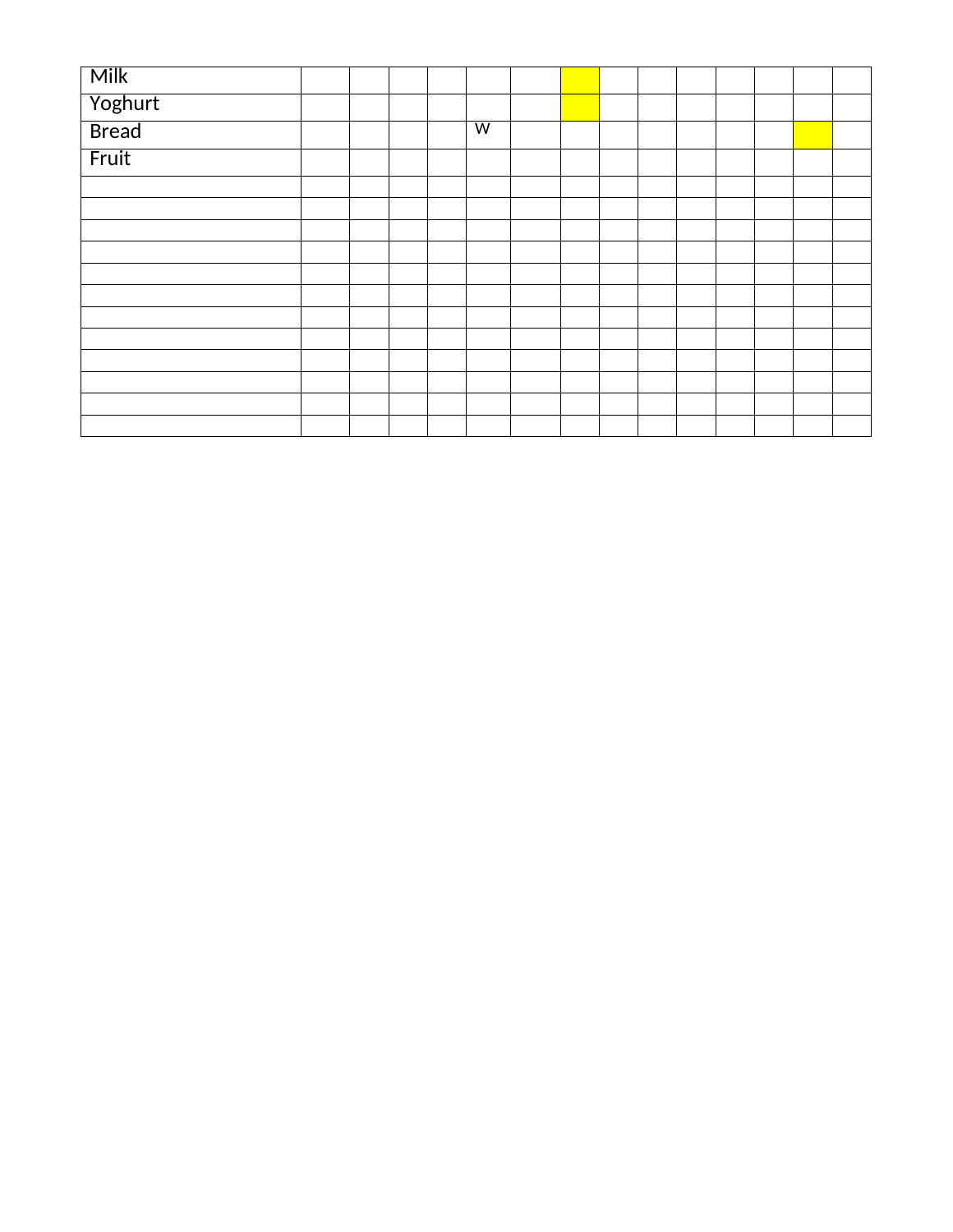| | | | | | | | | | | | | | | |
|---|---|---|---|---|---|---|---|---|---|---|---|---|---|---|
| Milk | | | | | | | | | | | | | | |
| Yoghurt | | | | | | | | | | | | | | |
| Bread | | | | | W | | | | | | | | | |
| Fruit | | | | | | | | | | | | | | |
| | | | | | | | | | | | | | | |
| | | | | | | | | | | | | | | |
| | | | | | | | | | | | | | | |
| | | | | | | | | | | | | | | |
| | | | | | | | | | | | | | | |
| | | | | | | | | | | | | | | |
| | | | | | | | | | | | | | | |
| | | | | | | | | | | | | | | |
| | | | | | | | | | | | | | | |
| | | | | | | | | | | | | | | |
| | | | | | | | | | | | | | | |
| | | | | | | | | | | | | | | |